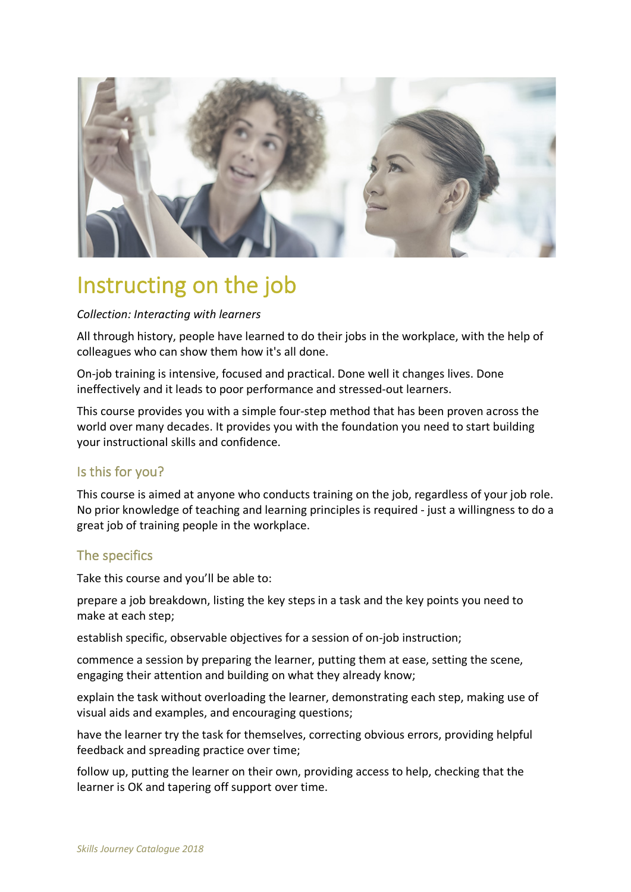# Instructing on the job

*Collection: Interacting with learners*

All through history, people have learned to do their jobs in the workplace, with the help of colleagues who can show them how it's all done.

On-job training is intensive, focused and practical. Done well it changes lives. Done ineffectively and it leads to poor performance and stressed-out learners.

This course provides you with a simple four-step method that has been proven across the world over many decades. It provides you with the foundation you need to start building your instructional skills and confidence.

## Is this for you?

This course is aimed at anyone who conducts training on the job, regardless of your job role. No prior knowledge of teaching and learning principles is required - just a willingness to do a great job of training people in the workplace.

## The specifics

Take this course and you'll be able to:

prepare a job breakdown, listing the key steps in a task and the key points you need to make at each step;

establish specific, observable objectives for a session of on-job instruction;

commence a session by preparing the learner, putting them at ease, setting the scene, engaging their attention and building on what they already know;

explain the task without overloading the learner, demonstrating each step, making use of visual aids and examples, and encouraging questions;

have the learner try the task for themselves, correcting obvious errors, providing helpful feedback and spreading practice over time;

follow up, putting the learner on their own, providing access to help, checking that the learner is OK and tapering off support over time.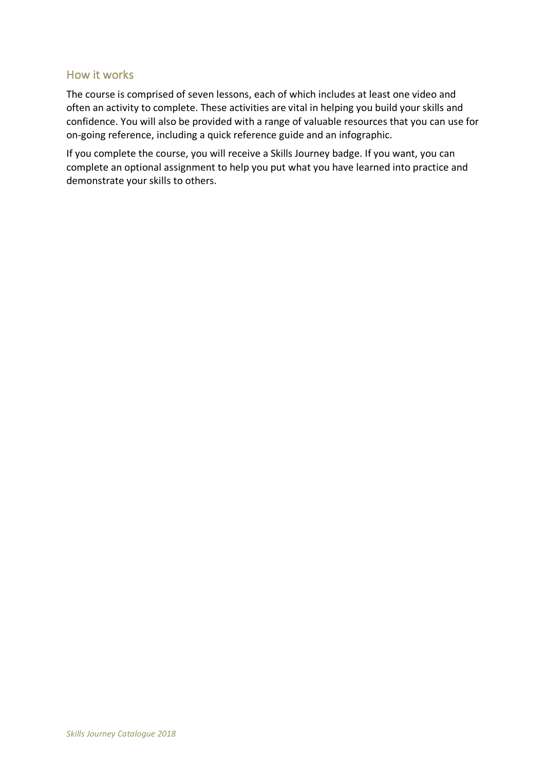## How it works

The course is comprised of seven lessons, each of which includes at least one video and often an activity to complete. These activities are vital in helping you build your skills and confidence. You will also be provided with a range of valuable resources that you can use for on-going reference, including a quick reference guide and an infographic.

If you complete the course, you will receive a Skills Journey badge. If you want, you can complete an optional assignment to help you put what you have learned into practice and demonstrate your skills to others.